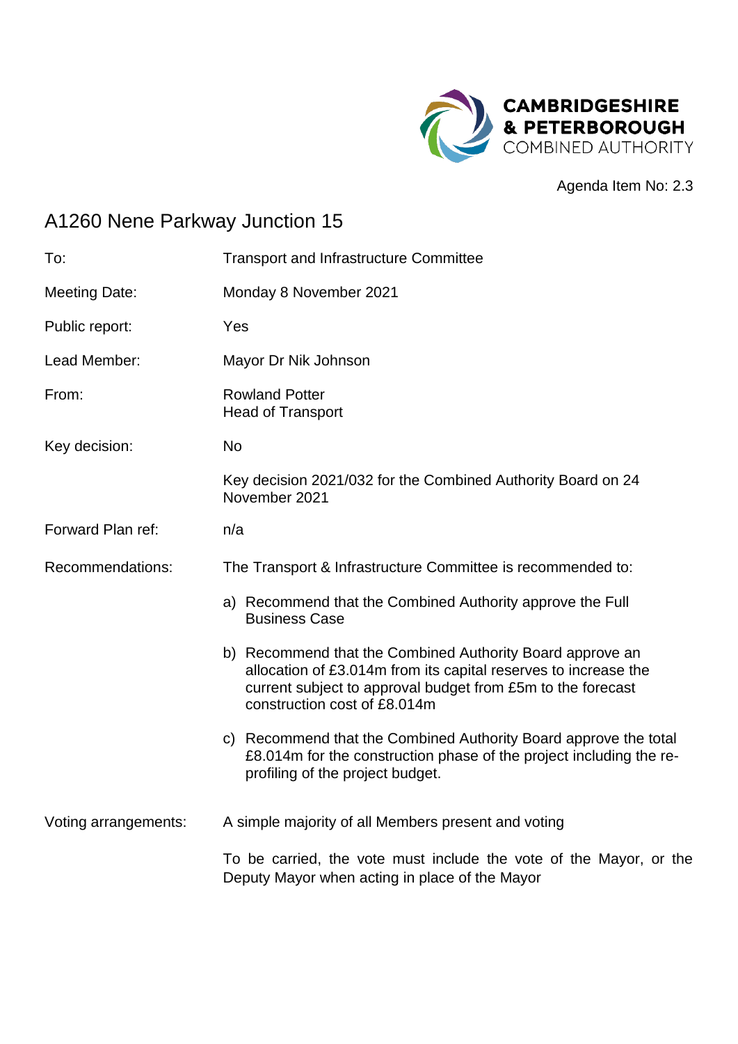CAMBRIDGESHIRE & PETERBOROUGH COMBINED AUTHORITY

Agenda Item No: 2.3

# A1260 Nene Parkway Junction 15

| | |
|---|---|
| To: | Transport and Infrastructure Committee |
| Meeting Date: | Monday 8 November 2021 |
| Public report: | Yes |
| Lead Member: | Mayor Dr Nik Johnson |
| From: | Rowland Potter<br>Head of Transport |
| Key decision: | No |
| | Key decision 2021/032 for the Combined Authority Board on 24 November 2021 |
| Forward Plan ref: | n/a |
| Recommendations: | The Transport & Infrastructure Committee is recommended to:<br><br>a) Recommend that the Combined Authority approve the Full Business Case<br><br>b) Recommend that the Combined Authority Board approve an allocation of £3.014m from its capital reserves to increase the current subject to approval budget from £5m to the forecast construction cost of £8.014m<br><br>c) Recommend that the Combined Authority Board approve the total £8.014m for the construction phase of the project including the re-profiling of the project budget. |
| Voting arrangements: | A simple majority of all Members present and voting<br><br>To be carried, the vote must include the vote of the Mayor, or the Deputy Mayor when acting in place of the Mayor |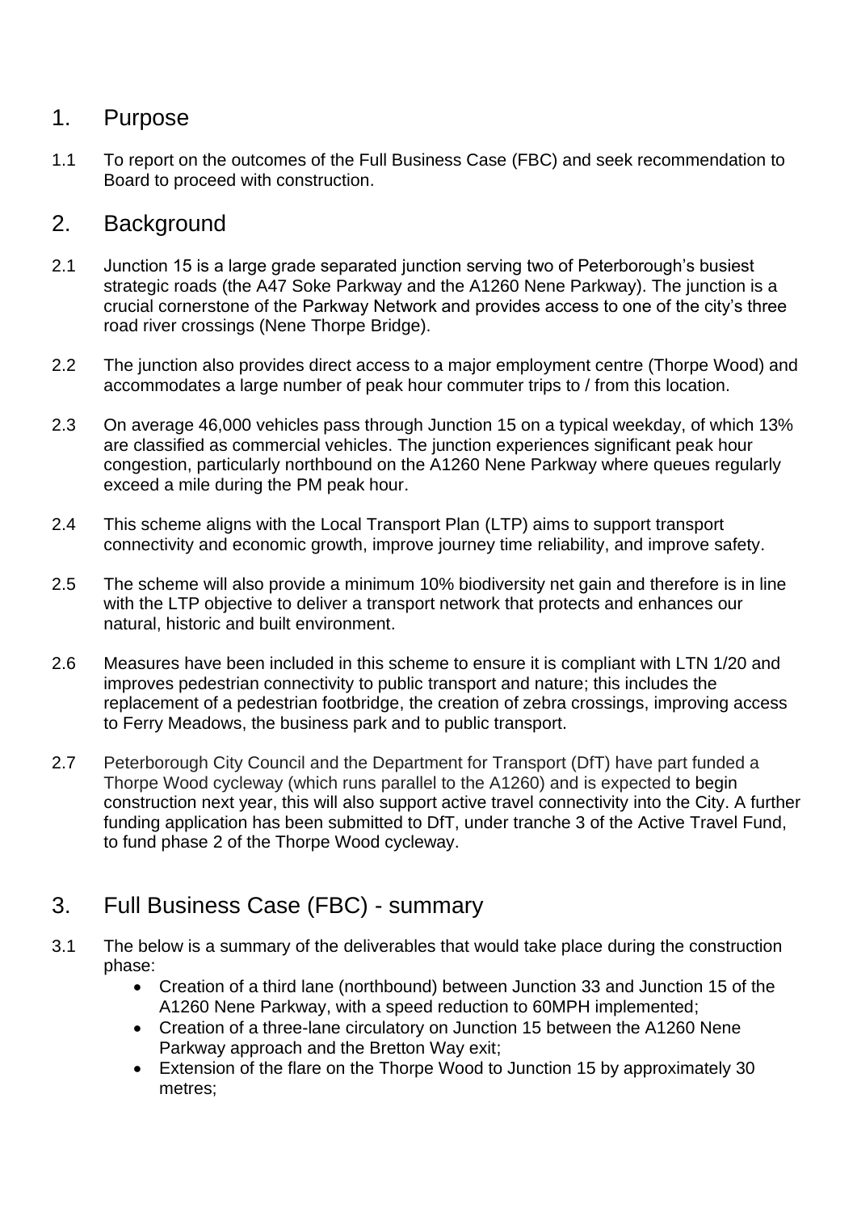## 1. Purpose

1.1 To report on the outcomes of the Full Business Case (FBC) and seek recommendation to Board to proceed with construction.

## 2. Background

2.1 Junction 15 is a large grade separated junction serving two of Peterborough's busiest strategic roads (the A47 Soke Parkway and the A1260 Nene Parkway). The junction is a crucial cornerstone of the Parkway Network and provides access to one of the city's three road river crossings (Nene Thorpe Bridge).

2.2 The junction also provides direct access to a major employment centre (Thorpe Wood) and accommodates a large number of peak hour commuter trips to / from this location.

2.3 On average 46,000 vehicles pass through Junction 15 on a typical weekday, of which 13% are classified as commercial vehicles. The junction experiences significant peak hour congestion, particularly northbound on the A1260 Nene Parkway where queues regularly exceed a mile during the PM peak hour.

2.4 This scheme aligns with the Local Transport Plan (LTP) aims to support transport connectivity and economic growth, improve journey time reliability, and improve safety.

2.5 The scheme will also provide a minimum 10% biodiversity net gain and therefore is in line with the LTP objective to deliver a transport network that protects and enhances our natural, historic and built environment.

2.6 Measures have been included in this scheme to ensure it is compliant with LTN 1/20 and improves pedestrian connectivity to public transport and nature; this includes the replacement of a pedestrian footbridge, the creation of zebra crossings, improving access to Ferry Meadows, the business park and to public transport.

2.7 Peterborough City Council and the Department for Transport (DfT) have part funded a Thorpe Wood cycleway (which runs parallel to the A1260) and is expected to begin construction next year, this will also support active travel connectivity into the City. A further funding application has been submitted to DfT, under tranche 3 of the Active Travel Fund, to fund phase 2 of the Thorpe Wood cycleway.

## 3. Full Business Case (FBC) - summary

3.1 The below is a summary of the deliverables that would take place during the construction phase:

- Creation of a third lane (northbound) between Junction 33 and Junction 15 of the A1260 Nene Parkway, with a speed reduction to 60MPH implemented;
- Creation of a three-lane circulatory on Junction 15 between the A1260 Nene Parkway approach and the Bretton Way exit;
- Extension of the flare on the Thorpe Wood to Junction 15 by approximately 30 metres;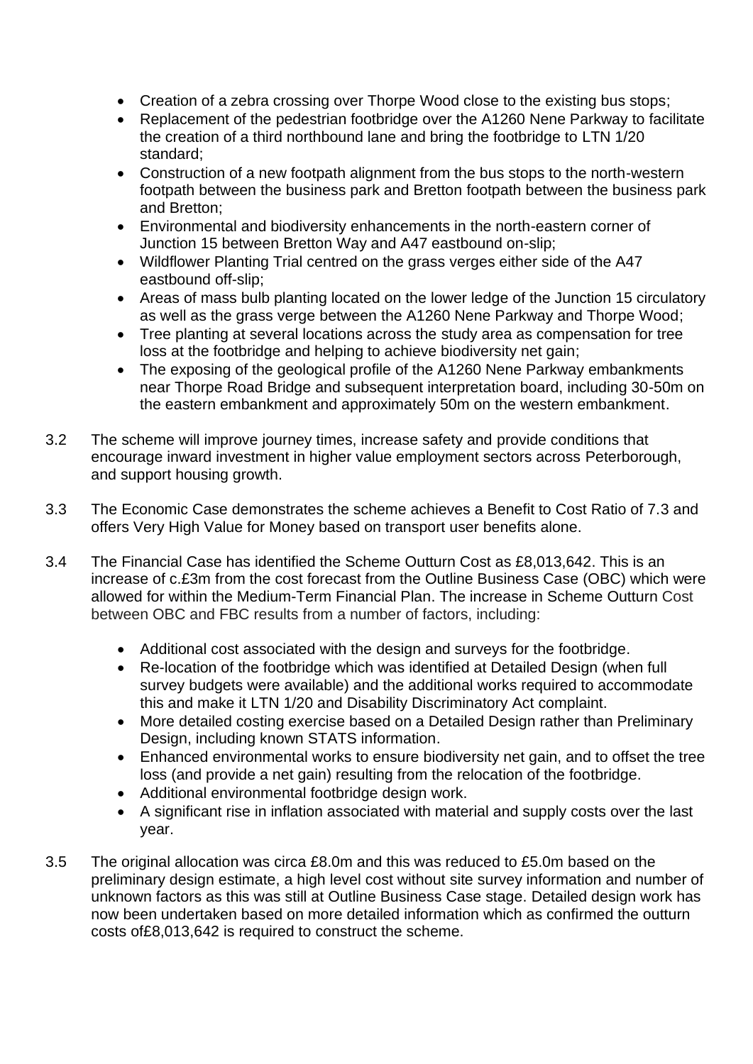- Creation of a zebra crossing over Thorpe Wood close to the existing bus stops;
- Replacement of the pedestrian footbridge over the A1260 Nene Parkway to facilitate the creation of a third northbound lane and bring the footbridge to LTN 1/20 standard;
- Construction of a new footpath alignment from the bus stops to the north-western footpath between the business park and Bretton footpath between the business park and Bretton;
- Environmental and biodiversity enhancements in the north-eastern corner of Junction 15 between Bretton Way and A47 eastbound on-slip;
- Wildflower Planting Trial centred on the grass verges either side of the A47 eastbound off-slip;
- Areas of mass bulb planting located on the lower ledge of the Junction 15 circulatory as well as the grass verge between the A1260 Nene Parkway and Thorpe Wood;
- Tree planting at several locations across the study area as compensation for tree loss at the footbridge and helping to achieve biodiversity net gain;
- The exposing of the geological profile of the A1260 Nene Parkway embankments near Thorpe Road Bridge and subsequent interpretation board, including 30-50m on the eastern embankment and approximately 50m on the western embankment.

3.2 The scheme will improve journey times, increase safety and provide conditions that encourage inward investment in higher value employment sectors across Peterborough, and support housing growth.

3.3 The Economic Case demonstrates the scheme achieves a Benefit to Cost Ratio of 7.3 and offers Very High Value for Money based on transport user benefits alone.

3.4 The Financial Case has identified the Scheme Outturn Cost as £8,013,642. This is an increase of c.£3m from the cost forecast from the Outline Business Case (OBC) which were allowed for within the Medium-Term Financial Plan. The increase in Scheme Outturn Cost between OBC and FBC results from a number of factors, including:

- Additional cost associated with the design and surveys for the footbridge.
- Re-location of the footbridge which was identified at Detailed Design (when full survey budgets were available) and the additional works required to accommodate this and make it LTN 1/20 and Disability Discriminatory Act complaint.
- More detailed costing exercise based on a Detailed Design rather than Preliminary Design, including known STATS information.
- Enhanced environmental works to ensure biodiversity net gain, and to offset the tree loss (and provide a net gain) resulting from the relocation of the footbridge.
- Additional environmental footbridge design work.
- A significant rise in inflation associated with material and supply costs over the last year.

3.5 The original allocation was circa £8.0m and this was reduced to £5.0m based on the preliminary design estimate, a high level cost without site survey information and number of unknown factors as this was still at Outline Business Case stage. Detailed design work has now been undertaken based on more detailed information which as confirmed the outturn costs of£8,013,642 is required to construct the scheme.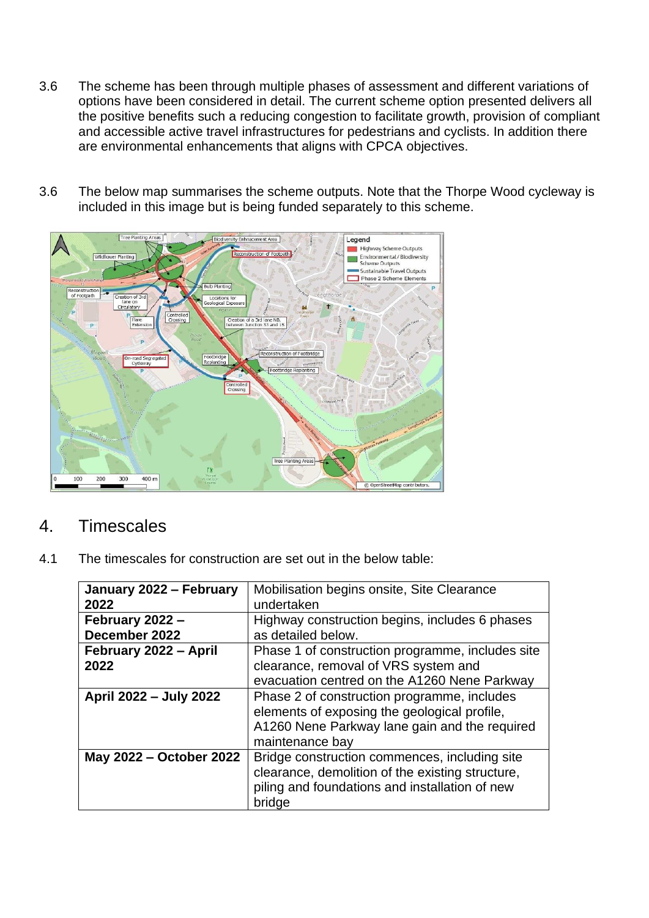3.6 The scheme has been through multiple phases of assessment and different variations of options have been considered in detail. The current scheme option presented delivers all the positive benefits such a reducing congestion to facilitate growth, provision of compliant and accessible active travel infrastructures for pedestrians and cyclists. In addition there are environmental enhancements that aligns with CPCA objectives.

3.6 The below map summarises the scheme outputs. Note that the Thorpe Wood cycleway is included in this image but is being funded separately to this scheme.

## 4. Timescales

4.1 The timescales for construction are set out in the below table:

| | |
|---|---|
| **January 2022 – February 2022** | Mobilisation begins onsite, Site Clearance undertaken |
| **February 2022 – December 2022** | Highway construction begins, includes 6 phases as detailed below. |
| **February 2022 – April 2022** | Phase 1 of construction programme, includes site clearance, removal of VRS system and evacuation centred on the A1260 Nene Parkway |
| **April 2022 – July 2022** | Phase 2 of construction programme, includes elements of exposing the geological profile, A1260 Nene Parkway lane gain and the required maintenance bay |
| **May 2022 – October 2022** | Bridge construction commences, including site clearance, demolition of the existing structure, piling and foundations and installation of new bridge |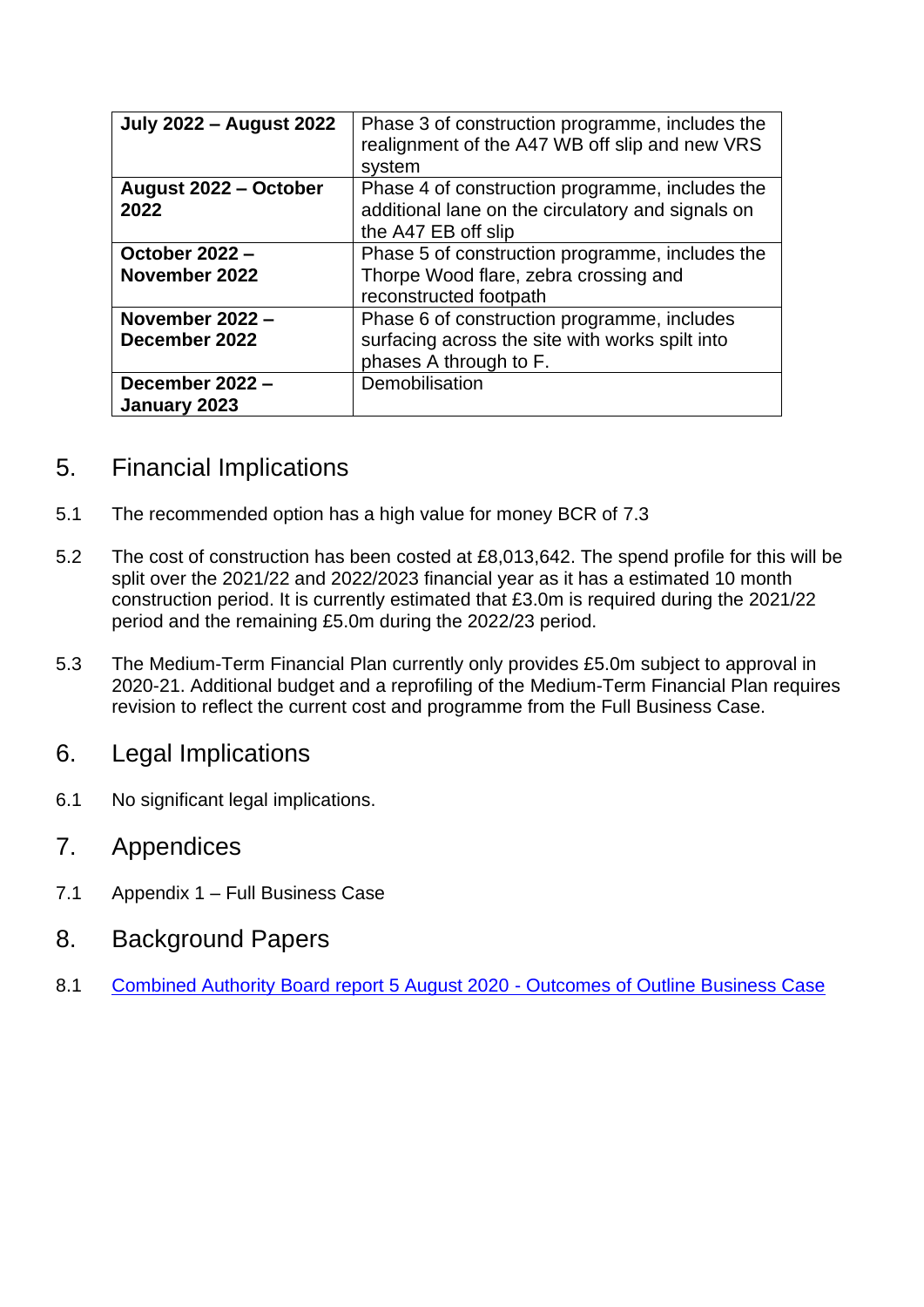| | |
|---|---|
| **July 2022 – August 2022** | Phase 3 of construction programme, includes the realignment of the A47 WB off slip and new VRS system |
| **August 2022 – October 2022** | Phase 4 of construction programme, includes the additional lane on the circulatory and signals on the A47 EB off slip |
| **October 2022 – November 2022** | Phase 5 of construction programme, includes the Thorpe Wood flare, zebra crossing and reconstructed footpath |
| **November 2022 – December 2022** | Phase 6 of construction programme, includes surfacing across the site with works spilt into phases A through to F. |
| **December 2022 – January 2023** | Demobilisation |

## 5. Financial Implications

5.1 The recommended option has a high value for money BCR of 7.3

5.2 The cost of construction has been costed at £8,013,642. The spend profile for this will be split over the 2021/22 and 2022/2023 financial year as it has a estimated 10 month construction period. It is currently estimated that £3.0m is required during the 2021/22 period and the remaining £5.0m during the 2022/23 period.

5.3 The Medium-Term Financial Plan currently only provides £5.0m subject to approval in 2020-21. Additional budget and a reprofiling of the Medium-Term Financial Plan requires revision to reflect the current cost and programme from the Full Business Case.

## 6. Legal Implications

6.1 No significant legal implications.

## 7. Appendices

7.1 Appendix 1 – Full Business Case

## 8. Background Papers

8.1 Combined Authority Board report 5 August 2020 - Outcomes of Outline Business Case